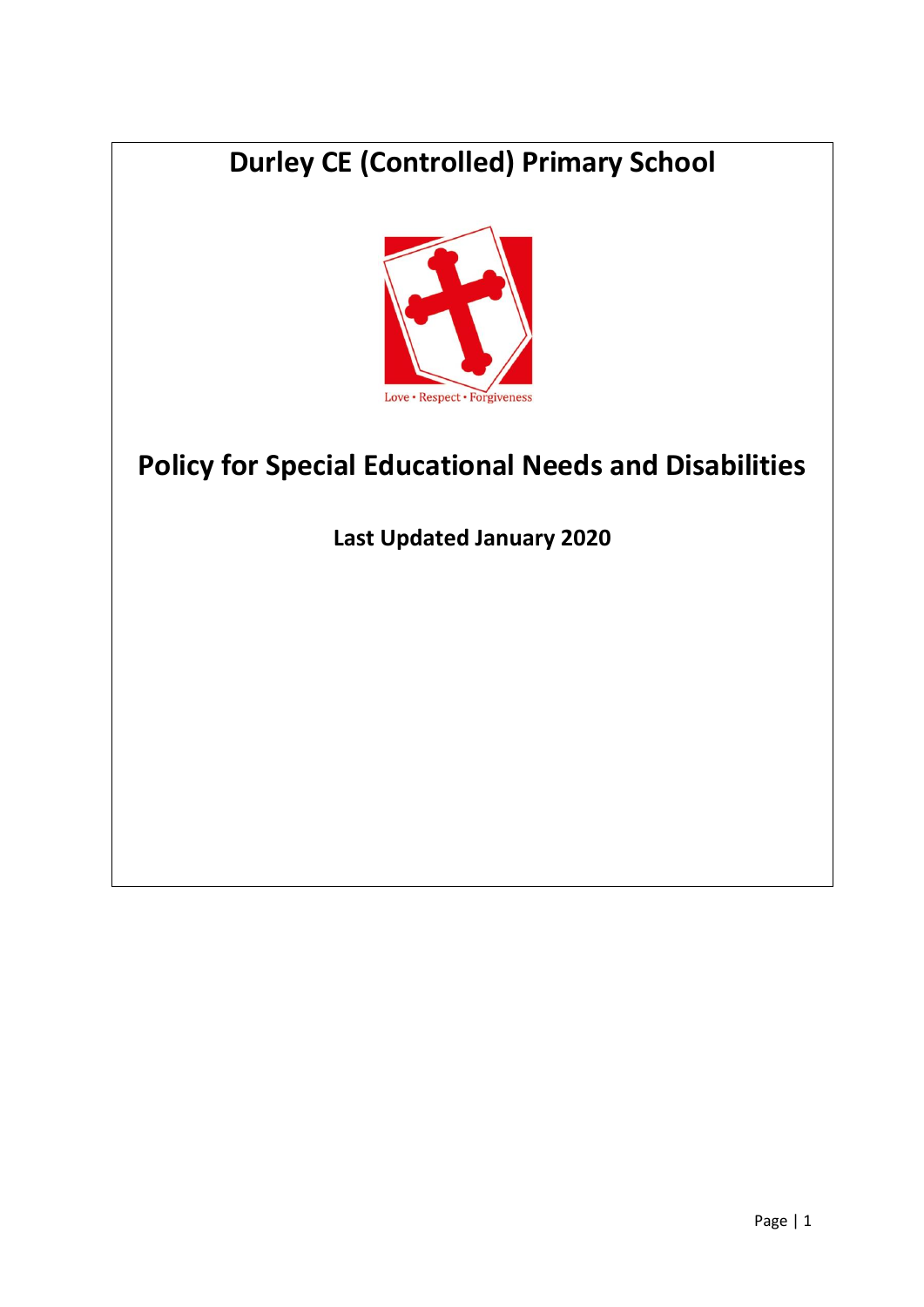# Durley CE (Controlled) Primary School

Love • Respect • Forgiveness

# Policy for Special Educational Needs and Disabilities

**Last Updated January 2020**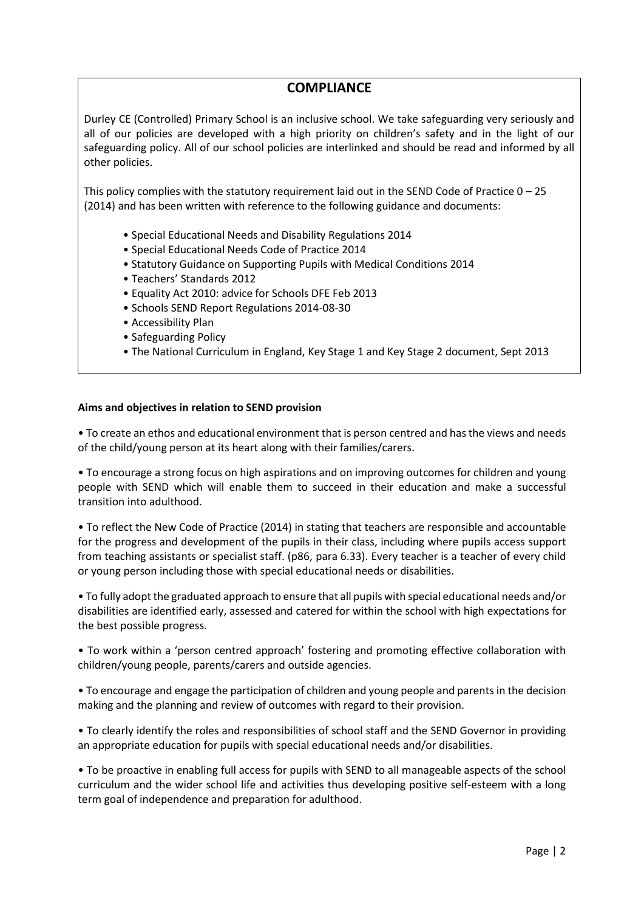## COMPLIANCE

Durley CE (Controlled) Primary School is an inclusive school. We take safeguarding very seriously and all of our policies are developed with a high priority on children's safety and in the light of our safeguarding policy. All of our school policies are interlinked and should be read and informed by all other policies.

This policy complies with the statutory requirement laid out in the SEND Code of Practice 0 – 25 (2014) and has been written with reference to the following guidance and documents:

- Special Educational Needs and Disability Regulations 2014
- Special Educational Needs Code of Practice 2014
- Statutory Guidance on Supporting Pupils with Medical Conditions 2014
- Teachers' Standards 2012
- Equality Act 2010: advice for Schools DFE Feb 2013
- Schools SEND Report Regulations 2014-08-30
- Accessibility Plan
- Safeguarding Policy
- The National Curriculum in England, Key Stage 1 and Key Stage 2 document, Sept 2013

**Aims and objectives in relation to SEND provision**

- To create an ethos and educational environment that is person centred and has the views and needs of the child/young person at its heart along with their families/carers.

- To encourage a strong focus on high aspirations and on improving outcomes for children and young people with SEND which will enable them to succeed in their education and make a successful transition into adulthood.

- To reflect the New Code of Practice (2014) in stating that teachers are responsible and accountable for the progress and development of the pupils in their class, including where pupils access support from teaching assistants or specialist staff. (p86, para 6.33). Every teacher is a teacher of every child or young person including those with special educational needs or disabilities.

- To fully adopt the graduated approach to ensure that all pupils with special educational needs and/or disabilities are identified early, assessed and catered for within the school with high expectations for the best possible progress.

- To work within a 'person centred approach' fostering and promoting effective collaboration with children/young people, parents/carers and outside agencies.

- To encourage and engage the participation of children and young people and parents in the decision making and the planning and review of outcomes with regard to their provision.

- To clearly identify the roles and responsibilities of school staff and the SEND Governor in providing an appropriate education for pupils with special educational needs and/or disabilities.

- To be proactive in enabling full access for pupils with SEND to all manageable aspects of the school curriculum and the wider school life and activities thus developing positive self-esteem with a long term goal of independence and preparation for adulthood.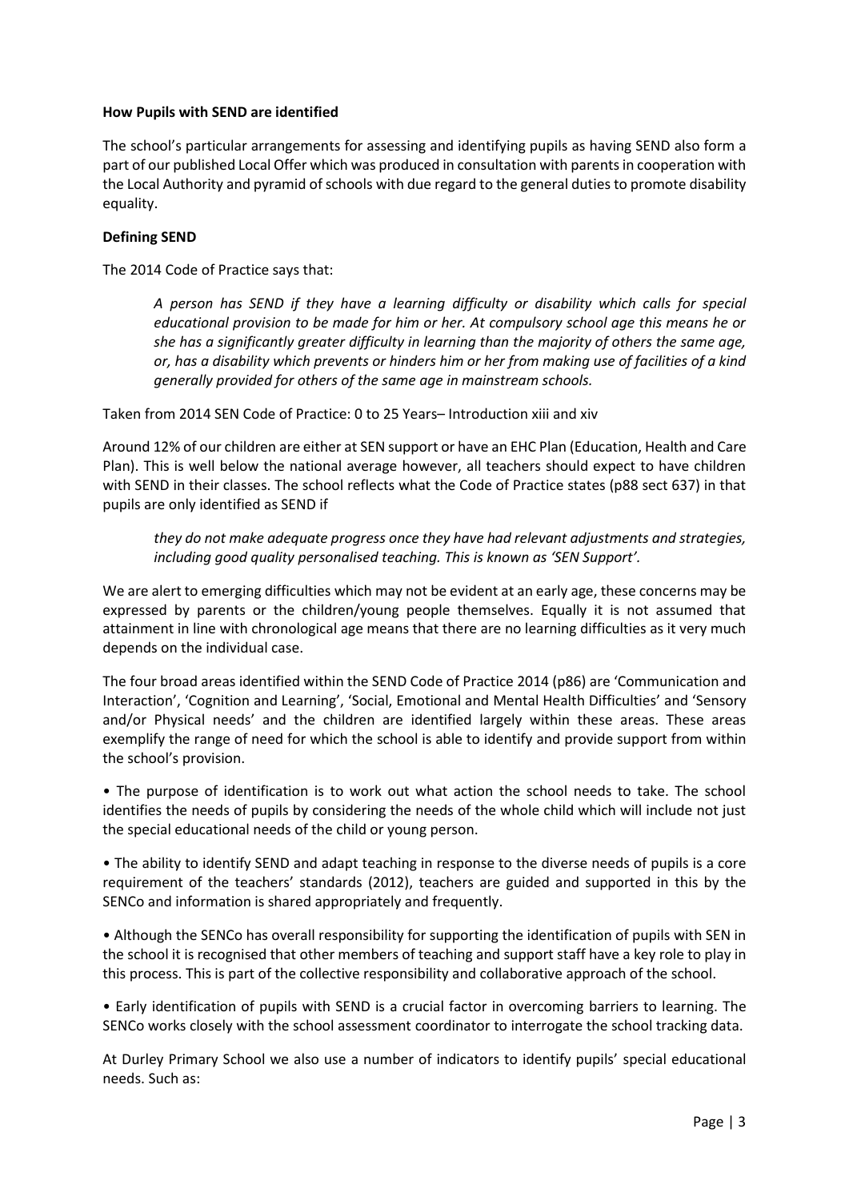**How Pupils with SEND are identified**

The school's particular arrangements for assessing and identifying pupils as having SEND also form a part of our published Local Offer which was produced in consultation with parents in cooperation with the Local Authority and pyramid of schools with due regard to the general duties to promote disability equality.

**Defining SEND**

The 2014 Code of Practice says that:

> *A person has SEND if they have a learning difficulty or disability which calls for special educational provision to be made for him or her. At compulsory school age this means he or she has a significantly greater difficulty in learning than the majority of others the same age, or, has a disability which prevents or hinders him or her from making use of facilities of a kind generally provided for others of the same age in mainstream schools.*

Taken from 2014 SEN Code of Practice: 0 to 25 Years– Introduction xiii and xiv

Around 12% of our children are either at SEN support or have an EHC Plan (Education, Health and Care Plan). This is well below the national average however, all teachers should expect to have children with SEND in their classes. The school reflects what the Code of Practice states (p88 sect 637) in that pupils are only identified as SEND if

> *they do not make adequate progress once they have had relevant adjustments and strategies, including good quality personalised teaching. This is known as 'SEN Support'.*

We are alert to emerging difficulties which may not be evident at an early age, these concerns may be expressed by parents or the children/young people themselves. Equally it is not assumed that attainment in line with chronological age means that there are no learning difficulties as it very much depends on the individual case.

The four broad areas identified within the SEND Code of Practice 2014 (p86) are 'Communication and Interaction', 'Cognition and Learning', 'Social, Emotional and Mental Health Difficulties' and 'Sensory and/or Physical needs' and the children are identified largely within these areas. These areas exemplify the range of need for which the school is able to identify and provide support from within the school's provision.

- The purpose of identification is to work out what action the school needs to take. The school identifies the needs of pupils by considering the needs of the whole child which will include not just the special educational needs of the child or young person.
- The ability to identify SEND and adapt teaching in response to the diverse needs of pupils is a core requirement of the teachers' standards (2012), teachers are guided and supported in this by the SENCo and information is shared appropriately and frequently.
- Although the SENCo has overall responsibility for supporting the identification of pupils with SEN in the school it is recognised that other members of teaching and support staff have a key role to play in this process. This is part of the collective responsibility and collaborative approach of the school.
- Early identification of pupils with SEND is a crucial factor in overcoming barriers to learning. The SENCo works closely with the school assessment coordinator to interrogate the school tracking data.

At Durley Primary School we also use a number of indicators to identify pupils' special educational needs. Such as: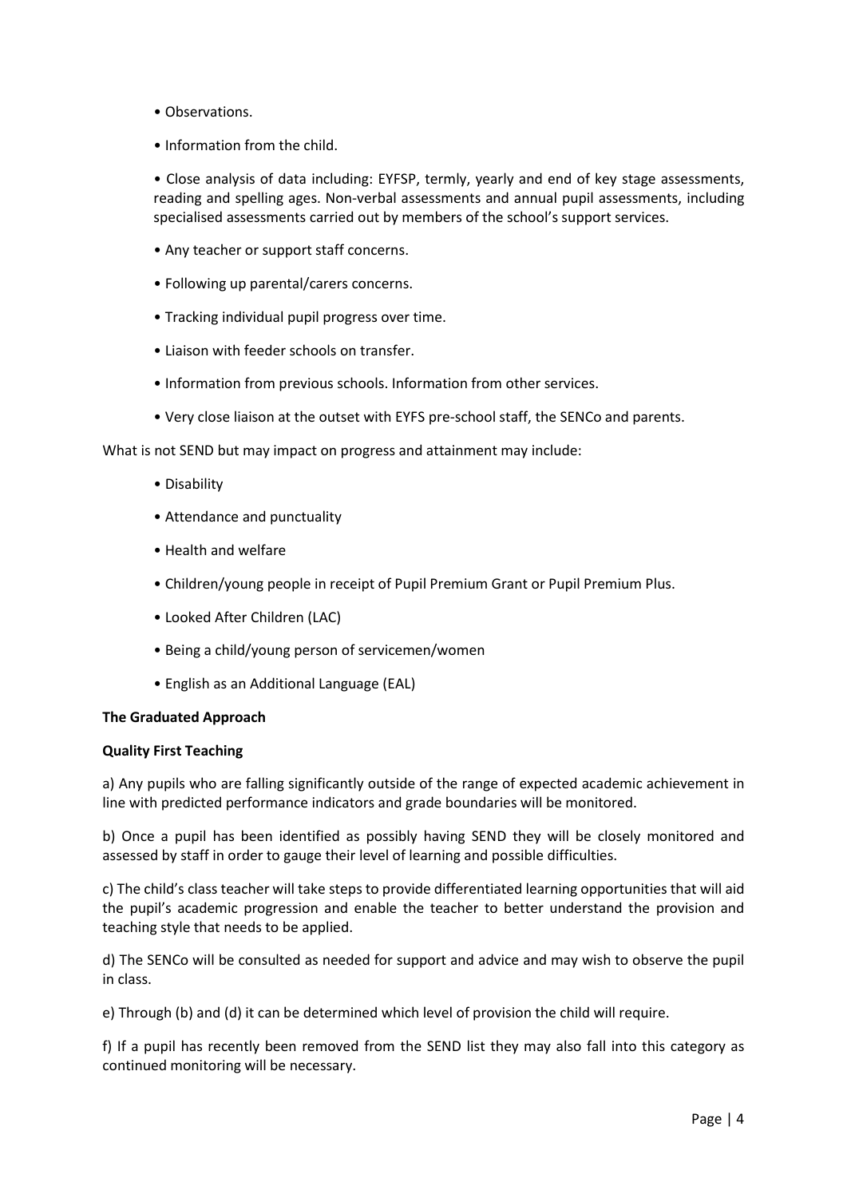- Observations.
- Information from the child.
- Close analysis of data including: EYFSP, termly, yearly and end of key stage assessments, reading and spelling ages. Non-verbal assessments and annual pupil assessments, including specialised assessments carried out by members of the school's support services.
- Any teacher or support staff concerns.
- Following up parental/carers concerns.
- Tracking individual pupil progress over time.
- Liaison with feeder schools on transfer.
- Information from previous schools. Information from other services.
- Very close liaison at the outset with EYFS pre-school staff, the SENCo and parents.

What is not SEND but may impact on progress and attainment may include:

- Disability
- Attendance and punctuality
- Health and welfare
- Children/young people in receipt of Pupil Premium Grant or Pupil Premium Plus.
- Looked After Children (LAC)
- Being a child/young person of servicemen/women
- English as an Additional Language (EAL)

**The Graduated Approach**

**Quality First Teaching**

a) Any pupils who are falling significantly outside of the range of expected academic achievement in line with predicted performance indicators and grade boundaries will be monitored.

b) Once a pupil has been identified as possibly having SEND they will be closely monitored and assessed by staff in order to gauge their level of learning and possible difficulties.

c) The child's class teacher will take steps to provide differentiated learning opportunities that will aid the pupil's academic progression and enable the teacher to better understand the provision and teaching style that needs to be applied.

d) The SENCo will be consulted as needed for support and advice and may wish to observe the pupil in class.

e) Through (b) and (d) it can be determined which level of provision the child will require.

f) If a pupil has recently been removed from the SEND list they may also fall into this category as continued monitoring will be necessary.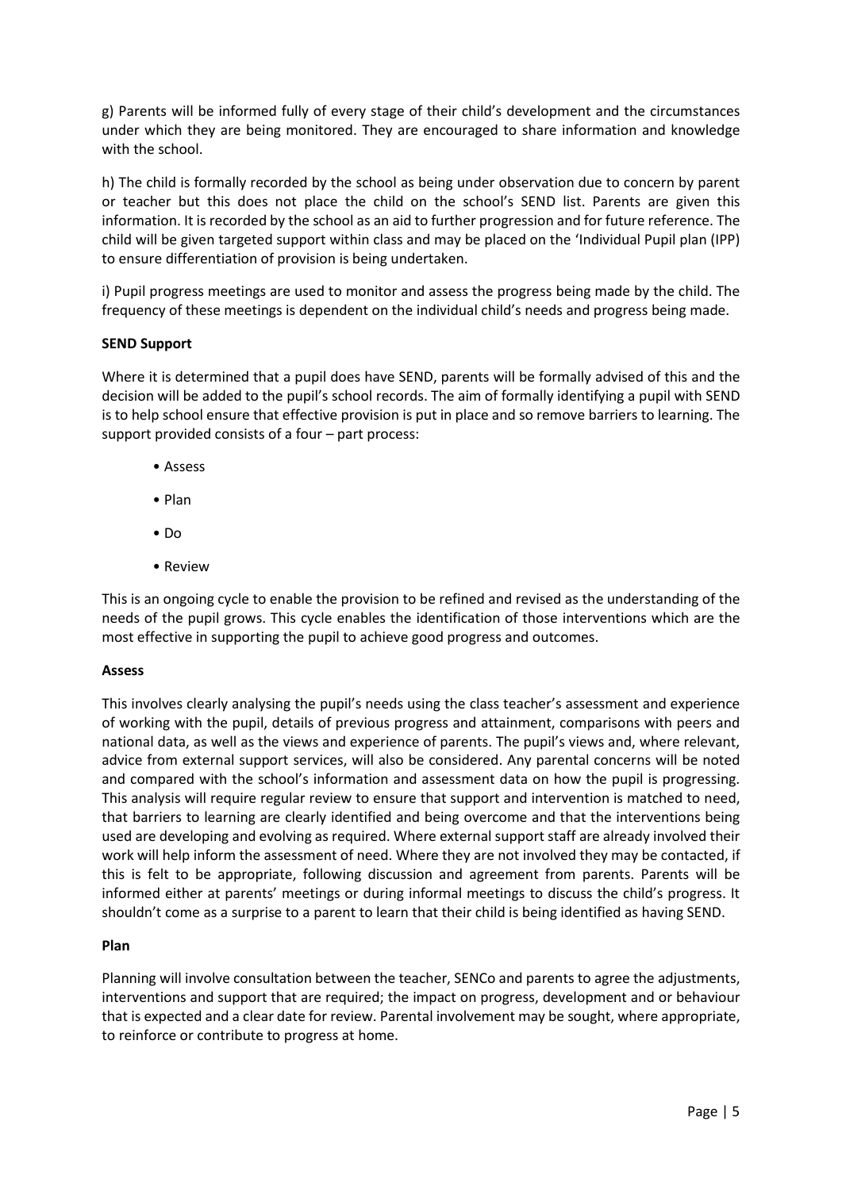g) Parents will be informed fully of every stage of their child's development and the circumstances under which they are being monitored. They are encouraged to share information and knowledge with the school.

h) The child is formally recorded by the school as being under observation due to concern by parent or teacher but this does not place the child on the school's SEND list. Parents are given this information. It is recorded by the school as an aid to further progression and for future reference. The child will be given targeted support within class and may be placed on the 'Individual Pupil plan (IPP) to ensure differentiation of provision is being undertaken.

i) Pupil progress meetings are used to monitor and assess the progress being made by the child. The frequency of these meetings is dependent on the individual child's needs and progress being made.

**SEND Support**

Where it is determined that a pupil does have SEND, parents will be formally advised of this and the decision will be added to the pupil's school records. The aim of formally identifying a pupil with SEND is to help school ensure that effective provision is put in place and so remove barriers to learning. The support provided consists of a four – part process:

- Assess
- Plan
- Do
- Review

This is an ongoing cycle to enable the provision to be refined and revised as the understanding of the needs of the pupil grows. This cycle enables the identification of those interventions which are the most effective in supporting the pupil to achieve good progress and outcomes.

**Assess**

This involves clearly analysing the pupil's needs using the class teacher's assessment and experience of working with the pupil, details of previous progress and attainment, comparisons with peers and national data, as well as the views and experience of parents. The pupil's views and, where relevant, advice from external support services, will also be considered. Any parental concerns will be noted and compared with the school's information and assessment data on how the pupil is progressing. This analysis will require regular review to ensure that support and intervention is matched to need, that barriers to learning are clearly identified and being overcome and that the interventions being used are developing and evolving as required. Where external support staff are already involved their work will help inform the assessment of need. Where they are not involved they may be contacted, if this is felt to be appropriate, following discussion and agreement from parents. Parents will be informed either at parents' meetings or during informal meetings to discuss the child's progress. It shouldn't come as a surprise to a parent to learn that their child is being identified as having SEND.

**Plan**

Planning will involve consultation between the teacher, SENCo and parents to agree the adjustments, interventions and support that are required; the impact on progress, development and or behaviour that is expected and a clear date for review. Parental involvement may be sought, where appropriate, to reinforce or contribute to progress at home.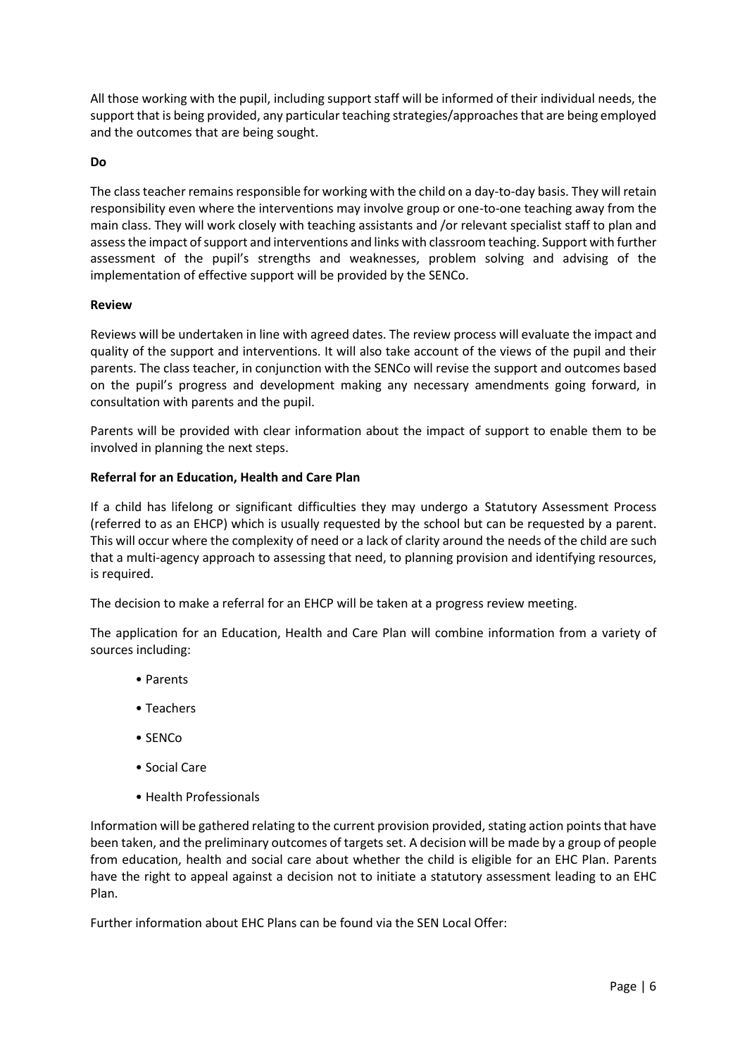All those working with the pupil, including support staff will be informed of their individual needs, the support that is being provided, any particular teaching strategies/approaches that are being employed and the outcomes that are being sought.

**Do**

The class teacher remains responsible for working with the child on a day-to-day basis. They will retain responsibility even where the interventions may involve group or one-to-one teaching away from the main class. They will work closely with teaching assistants and /or relevant specialist staff to plan and assess the impact of support and interventions and links with classroom teaching. Support with further assessment of the pupil's strengths and weaknesses, problem solving and advising of the implementation of effective support will be provided by the SENCo.

**Review**

Reviews will be undertaken in line with agreed dates. The review process will evaluate the impact and quality of the support and interventions. It will also take account of the views of the pupil and their parents. The class teacher, in conjunction with the SENCo will revise the support and outcomes based on the pupil's progress and development making any necessary amendments going forward, in consultation with parents and the pupil.

Parents will be provided with clear information about the impact of support to enable them to be involved in planning the next steps.

**Referral for an Education, Health and Care Plan**

If a child has lifelong or significant difficulties they may undergo a Statutory Assessment Process (referred to as an EHCP) which is usually requested by the school but can be requested by a parent. This will occur where the complexity of need or a lack of clarity around the needs of the child are such that a multi-agency approach to assessing that need, to planning provision and identifying resources, is required.

The decision to make a referral for an EHCP will be taken at a progress review meeting.

The application for an Education, Health and Care Plan will combine information from a variety of sources including:

- Parents
- Teachers
- SENCo
- Social Care
- Health Professionals

Information will be gathered relating to the current provision provided, stating action points that have been taken, and the preliminary outcomes of targets set. A decision will be made by a group of people from education, health and social care about whether the child is eligible for an EHC Plan. Parents have the right to appeal against a decision not to initiate a statutory assessment leading to an EHC Plan.

Further information about EHC Plans can be found via the SEN Local Offer: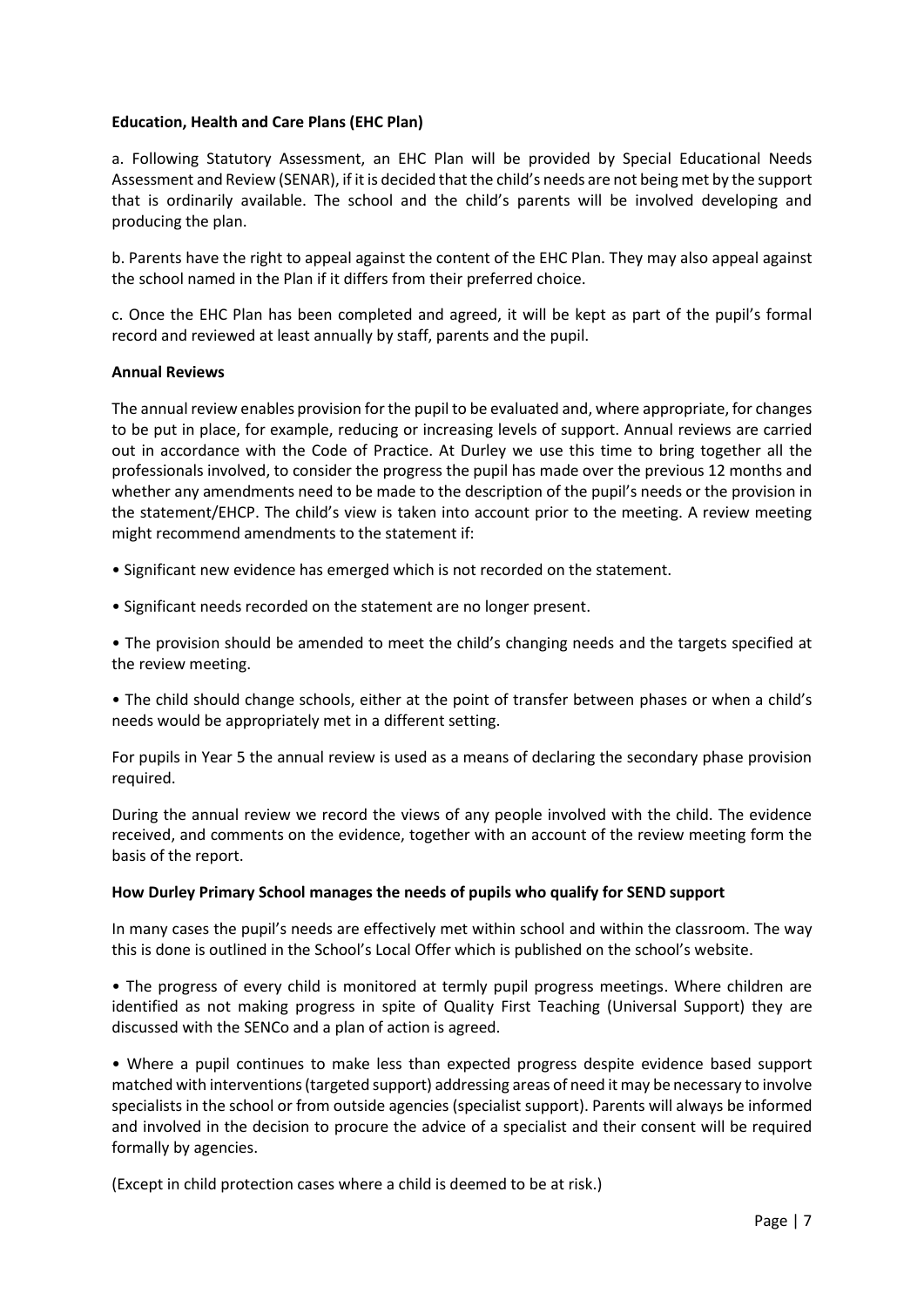**Education, Health and Care Plans (EHC Plan)**

a. Following Statutory Assessment, an EHC Plan will be provided by Special Educational Needs Assessment and Review (SENAR), if it is decided that the child's needs are not being met by the support that is ordinarily available. The school and the child's parents will be involved developing and producing the plan.

b. Parents have the right to appeal against the content of the EHC Plan. They may also appeal against the school named in the Plan if it differs from their preferred choice.

c. Once the EHC Plan has been completed and agreed, it will be kept as part of the pupil's formal record and reviewed at least annually by staff, parents and the pupil.

**Annual Reviews**

The annual review enables provision for the pupil to be evaluated and, where appropriate, for changes to be put in place, for example, reducing or increasing levels of support. Annual reviews are carried out in accordance with the Code of Practice. At Durley we use this time to bring together all the professionals involved, to consider the progress the pupil has made over the previous 12 months and whether any amendments need to be made to the description of the pupil's needs or the provision in the statement/EHCP. The child's view is taken into account prior to the meeting. A review meeting might recommend amendments to the statement if:

• Significant new evidence has emerged which is not recorded on the statement.

• Significant needs recorded on the statement are no longer present.

• The provision should be amended to meet the child's changing needs and the targets specified at the review meeting.

• The child should change schools, either at the point of transfer between phases or when a child's needs would be appropriately met in a different setting.

For pupils in Year 5 the annual review is used as a means of declaring the secondary phase provision required.

During the annual review we record the views of any people involved with the child. The evidence received, and comments on the evidence, together with an account of the review meeting form the basis of the report.

**How Durley Primary School manages the needs of pupils who qualify for SEND support**

In many cases the pupil's needs are effectively met within school and within the classroom. The way this is done is outlined in the School's Local Offer which is published on the school's website.

• The progress of every child is monitored at termly pupil progress meetings. Where children are identified as not making progress in spite of Quality First Teaching (Universal Support) they are discussed with the SENCo and a plan of action is agreed.

• Where a pupil continues to make less than expected progress despite evidence based support matched with interventions (targeted support) addressing areas of need it may be necessary to involve specialists in the school or from outside agencies (specialist support). Parents will always be informed and involved in the decision to procure the advice of a specialist and their consent will be required formally by agencies.

(Except in child protection cases where a child is deemed to be at risk.)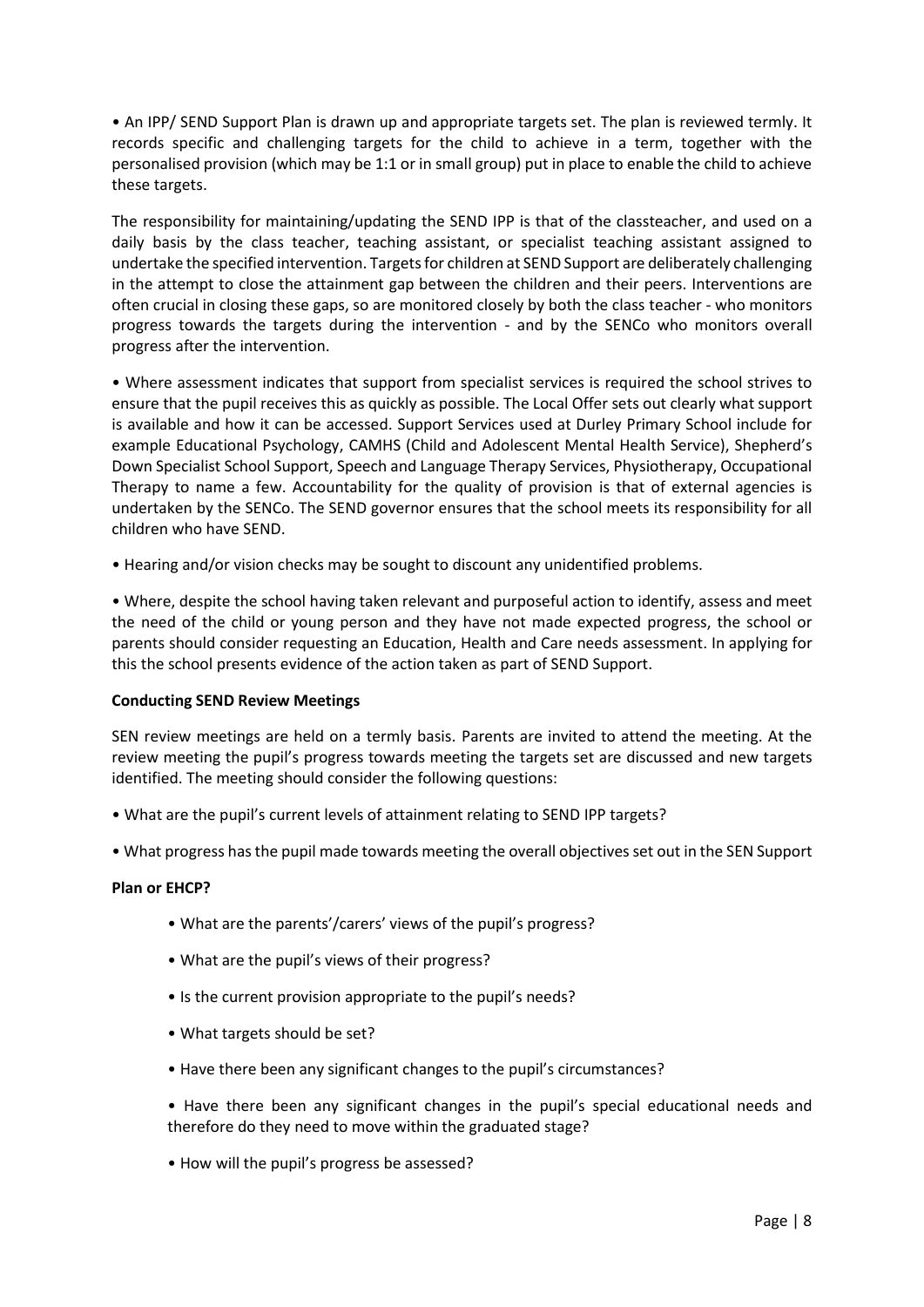• An IPP/ SEND Support Plan is drawn up and appropriate targets set. The plan is reviewed termly. It records specific and challenging targets for the child to achieve in a term, together with the personalised provision (which may be 1:1 or in small group) put in place to enable the child to achieve these targets.

The responsibility for maintaining/updating the SEND IPP is that of the classteacher, and used on a daily basis by the class teacher, teaching assistant, or specialist teaching assistant assigned to undertake the specified intervention. Targets for children at SEND Support are deliberately challenging in the attempt to close the attainment gap between the children and their peers. Interventions are often crucial in closing these gaps, so are monitored closely by both the class teacher - who monitors progress towards the targets during the intervention - and by the SENCo who monitors overall progress after the intervention.

• Where assessment indicates that support from specialist services is required the school strives to ensure that the pupil receives this as quickly as possible. The Local Offer sets out clearly what support is available and how it can be accessed. Support Services used at Durley Primary School include for example Educational Psychology, CAMHS (Child and Adolescent Mental Health Service), Shepherd's Down Specialist School Support, Speech and Language Therapy Services, Physiotherapy, Occupational Therapy to name a few. Accountability for the quality of provision is that of external agencies is undertaken by the SENCo. The SEND governor ensures that the school meets its responsibility for all children who have SEND.

• Hearing and/or vision checks may be sought to discount any unidentified problems.

• Where, despite the school having taken relevant and purposeful action to identify, assess and meet the need of the child or young person and they have not made expected progress, the school or parents should consider requesting an Education, Health and Care needs assessment. In applying for this the school presents evidence of the action taken as part of SEND Support.

**Conducting SEND Review Meetings**

SEN review meetings are held on a termly basis. Parents are invited to attend the meeting. At the review meeting the pupil's progress towards meeting the targets set are discussed and new targets identified. The meeting should consider the following questions:

• What are the pupil's current levels of attainment relating to SEND IPP targets?

• What progress has the pupil made towards meeting the overall objectives set out in the SEN Support

**Plan or EHCP?**

- What are the parents'/carers' views of the pupil's progress?
- What are the pupil's views of their progress?
- Is the current provision appropriate to the pupil's needs?
- What targets should be set?
- Have there been any significant changes to the pupil's circumstances?
- Have there been any significant changes in the pupil's special educational needs and therefore do they need to move within the graduated stage?
- How will the pupil's progress be assessed?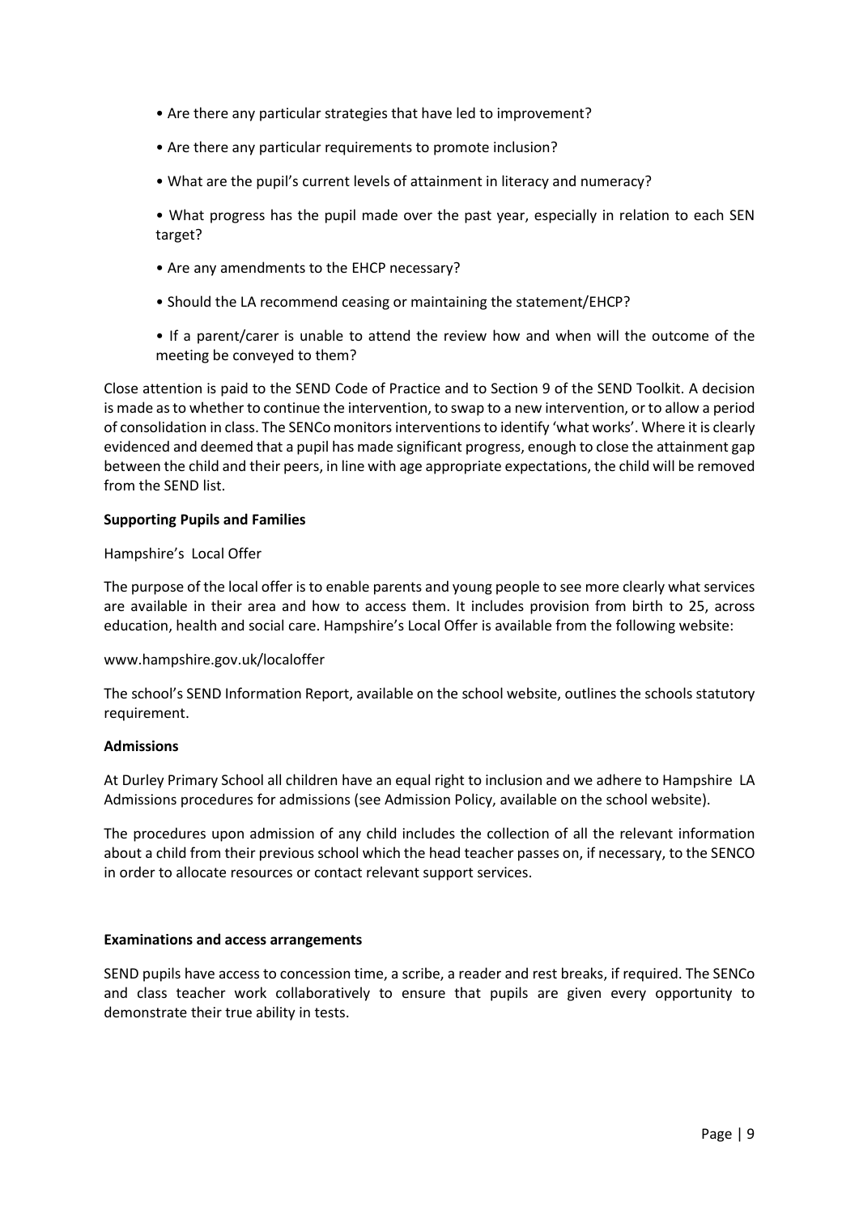- Are there any particular strategies that have led to improvement?
- Are there any particular requirements to promote inclusion?
- What are the pupil's current levels of attainment in literacy and numeracy?
- What progress has the pupil made over the past year, especially in relation to each SEN target?
- Are any amendments to the EHCP necessary?
- Should the LA recommend ceasing or maintaining the statement/EHCP?
- If a parent/carer is unable to attend the review how and when will the outcome of the meeting be conveyed to them?

Close attention is paid to the SEND Code of Practice and to Section 9 of the SEND Toolkit. A decision is made as to whether to continue the intervention, to swap to a new intervention, or to allow a period of consolidation in class. The SENCo monitors interventions to identify 'what works'. Where it is clearly evidenced and deemed that a pupil has made significant progress, enough to close the attainment gap between the child and their peers, in line with age appropriate expectations, the child will be removed from the SEND list.

**Supporting Pupils and Families**

Hampshire's Local Offer

The purpose of the local offer is to enable parents and young people to see more clearly what services are available in their area and how to access them. It includes provision from birth to 25, across education, health and social care. Hampshire's Local Offer is available from the following website:

www.hampshire.gov.uk/localoffer

The school's SEND Information Report, available on the school website, outlines the schools statutory requirement.

**Admissions**

At Durley Primary School all children have an equal right to inclusion and we adhere to Hampshire LA Admissions procedures for admissions (see Admission Policy, available on the school website).

The procedures upon admission of any child includes the collection of all the relevant information about a child from their previous school which the head teacher passes on, if necessary, to the SENCO in order to allocate resources or contact relevant support services.

**Examinations and access arrangements**

SEND pupils have access to concession time, a scribe, a reader and rest breaks, if required. The SENCo and class teacher work collaboratively to ensure that pupils are given every opportunity to demonstrate their true ability in tests.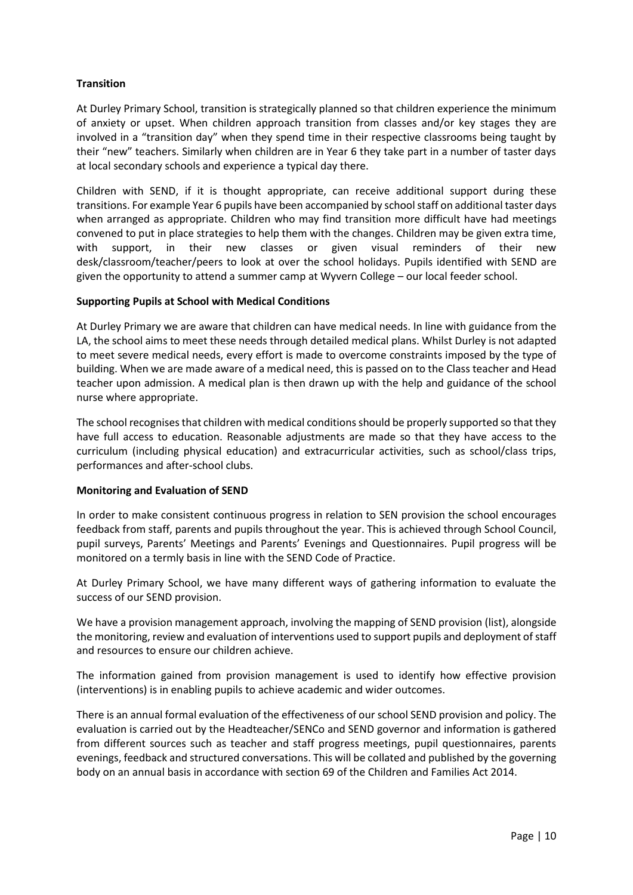**Transition**

At Durley Primary School, transition is strategically planned so that children experience the minimum of anxiety or upset. When children approach transition from classes and/or key stages they are involved in a "transition day" when they spend time in their respective classrooms being taught by their "new" teachers. Similarly when children are in Year 6 they take part in a number of taster days at local secondary schools and experience a typical day there.

Children with SEND, if it is thought appropriate, can receive additional support during these transitions. For example Year 6 pupils have been accompanied by school staff on additional taster days when arranged as appropriate. Children who may find transition more difficult have had meetings convened to put in place strategies to help them with the changes. Children may be given extra time, with support, in their new classes or given visual reminders of their new desk/classroom/teacher/peers to look at over the school holidays. Pupils identified with SEND are given the opportunity to attend a summer camp at Wyvern College – our local feeder school.

**Supporting Pupils at School with Medical Conditions**

At Durley Primary we are aware that children can have medical needs. In line with guidance from the LA, the school aims to meet these needs through detailed medical plans. Whilst Durley is not adapted to meet severe medical needs, every effort is made to overcome constraints imposed by the type of building. When we are made aware of a medical need, this is passed on to the Class teacher and Head teacher upon admission. A medical plan is then drawn up with the help and guidance of the school nurse where appropriate.

The school recognises that children with medical conditions should be properly supported so that they have full access to education. Reasonable adjustments are made so that they have access to the curriculum (including physical education) and extracurricular activities, such as school/class trips, performances and after-school clubs.

**Monitoring and Evaluation of SEND**

In order to make consistent continuous progress in relation to SEN provision the school encourages feedback from staff, parents and pupils throughout the year. This is achieved through School Council, pupil surveys, Parents' Meetings and Parents' Evenings and Questionnaires. Pupil progress will be monitored on a termly basis in line with the SEND Code of Practice.

At Durley Primary School, we have many different ways of gathering information to evaluate the success of our SEND provision.

We have a provision management approach, involving the mapping of SEND provision (list), alongside the monitoring, review and evaluation of interventions used to support pupils and deployment of staff and resources to ensure our children achieve.

The information gained from provision management is used to identify how effective provision (interventions) is in enabling pupils to achieve academic and wider outcomes.

There is an annual formal evaluation of the effectiveness of our school SEND provision and policy. The evaluation is carried out by the Headteacher/SENCo and SEND governor and information is gathered from different sources such as teacher and staff progress meetings, pupil questionnaires, parents evenings, feedback and structured conversations. This will be collated and published by the governing body on an annual basis in accordance with section 69 of the Children and Families Act 2014.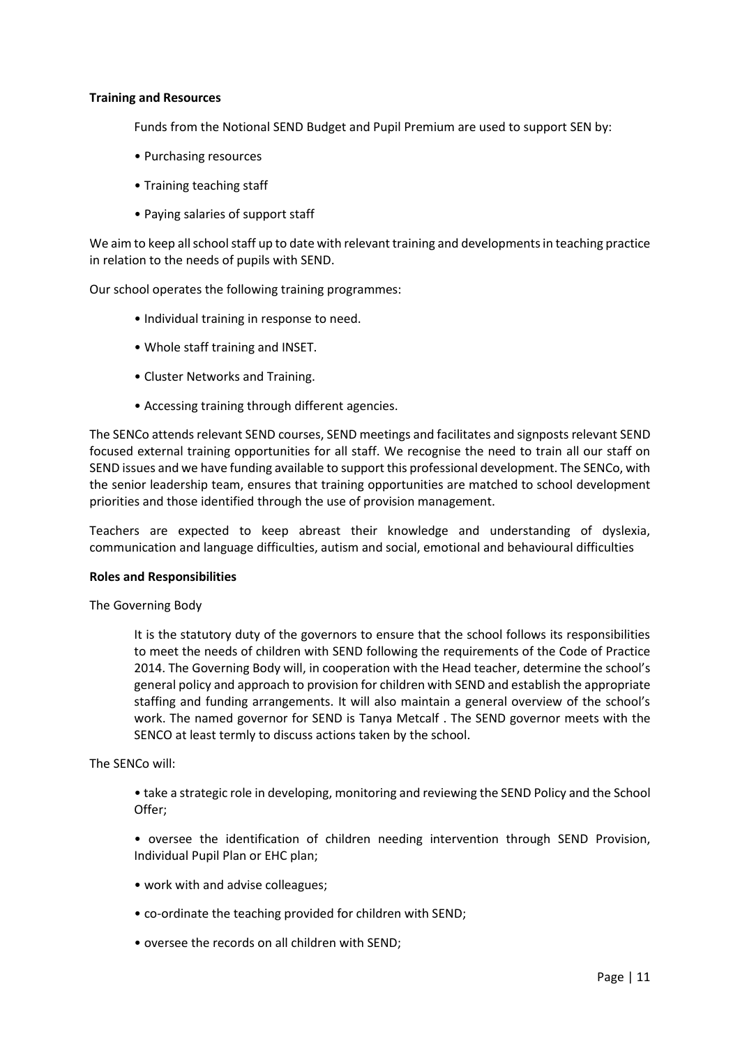**Training and Resources**

Funds from the Notional SEND Budget and Pupil Premium are used to support SEN by:

- Purchasing resources
- Training teaching staff
- Paying salaries of support staff

We aim to keep all school staff up to date with relevant training and developments in teaching practice in relation to the needs of pupils with SEND.

Our school operates the following training programmes:

- Individual training in response to need.
- Whole staff training and INSET.
- Cluster Networks and Training.
- Accessing training through different agencies.

The SENCo attends relevant SEND courses, SEND meetings and facilitates and signposts relevant SEND focused external training opportunities for all staff. We recognise the need to train all our staff on SEND issues and we have funding available to support this professional development. The SENCo, with the senior leadership team, ensures that training opportunities are matched to school development priorities and those identified through the use of provision management.

Teachers are expected to keep abreast their knowledge and understanding of dyslexia, communication and language difficulties, autism and social, emotional and behavioural difficulties

**Roles and Responsibilities**

The Governing Body

It is the statutory duty of the governors to ensure that the school follows its responsibilities to meet the needs of children with SEND following the requirements of the Code of Practice 2014. The Governing Body will, in cooperation with the Head teacher, determine the school's general policy and approach to provision for children with SEND and establish the appropriate staffing and funding arrangements. It will also maintain a general overview of the school's work. The named governor for SEND is Tanya Metcalf . The SEND governor meets with the SENCO at least termly to discuss actions taken by the school.

The SENCo will:

- take a strategic role in developing, monitoring and reviewing the SEND Policy and the School Offer;
- oversee the identification of children needing intervention through SEND Provision, Individual Pupil Plan or EHC plan;
- work with and advise colleagues;
- co-ordinate the teaching provided for children with SEND;
- oversee the records on all children with SEND;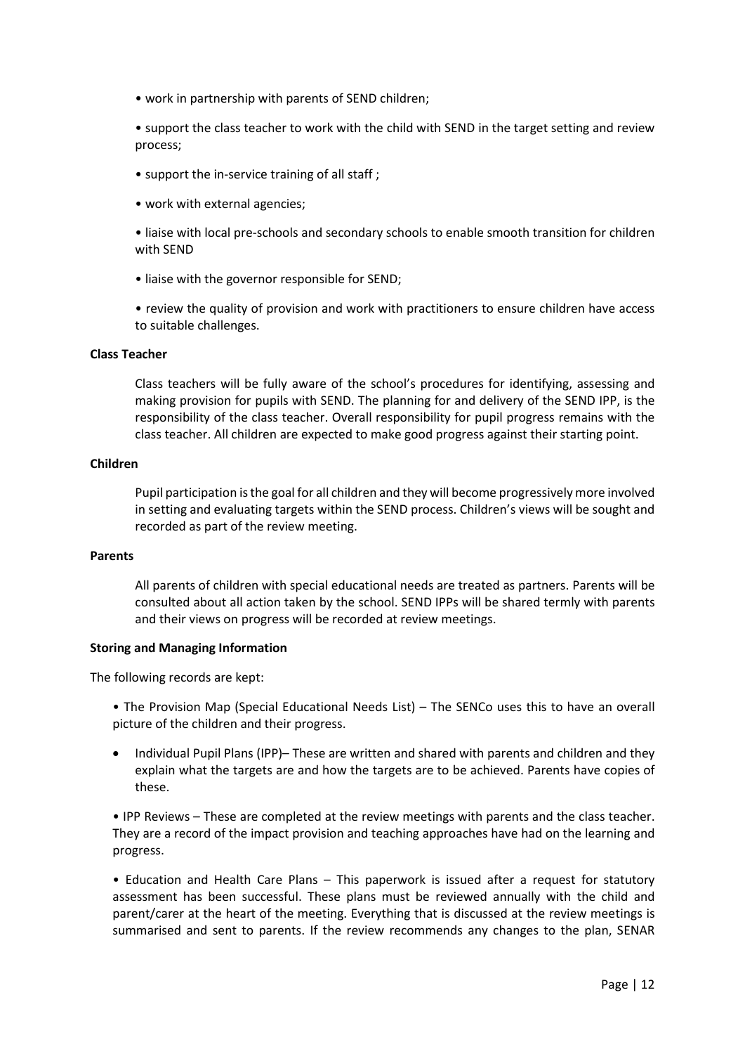- work in partnership with parents of SEND children;
- support the class teacher to work with the child with SEND in the target setting and review process;
- support the in-service training of all staff ;
- work with external agencies;
- liaise with local pre-schools and secondary schools to enable smooth transition for children with SEND
- liaise with the governor responsible for SEND;
- review the quality of provision and work with practitioners to ensure children have access to suitable challenges.

**Class Teacher**

Class teachers will be fully aware of the school's procedures for identifying, assessing and making provision for pupils with SEND. The planning for and delivery of the SEND IPP, is the responsibility of the class teacher. Overall responsibility for pupil progress remains with the class teacher. All children are expected to make good progress against their starting point.

**Children**

Pupil participation is the goal for all children and they will become progressively more involved in setting and evaluating targets within the SEND process. Children's views will be sought and recorded as part of the review meeting.

**Parents**

All parents of children with special educational needs are treated as partners. Parents will be consulted about all action taken by the school. SEND IPPs will be shared termly with parents and their views on progress will be recorded at review meetings.

**Storing and Managing Information**

The following records are kept:

- The Provision Map (Special Educational Needs List) – The SENCo uses this to have an overall picture of the children and their progress.
- Individual Pupil Plans (IPP)– These are written and shared with parents and children and they explain what the targets are and how the targets are to be achieved. Parents have copies of these.
- IPP Reviews – These are completed at the review meetings with parents and the class teacher. They are a record of the impact provision and teaching approaches have had on the learning and progress.
- Education and Health Care Plans – This paperwork is issued after a request for statutory assessment has been successful. These plans must be reviewed annually with the child and parent/carer at the heart of the meeting. Everything that is discussed at the review meetings is summarised and sent to parents. If the review recommends any changes to the plan, SENAR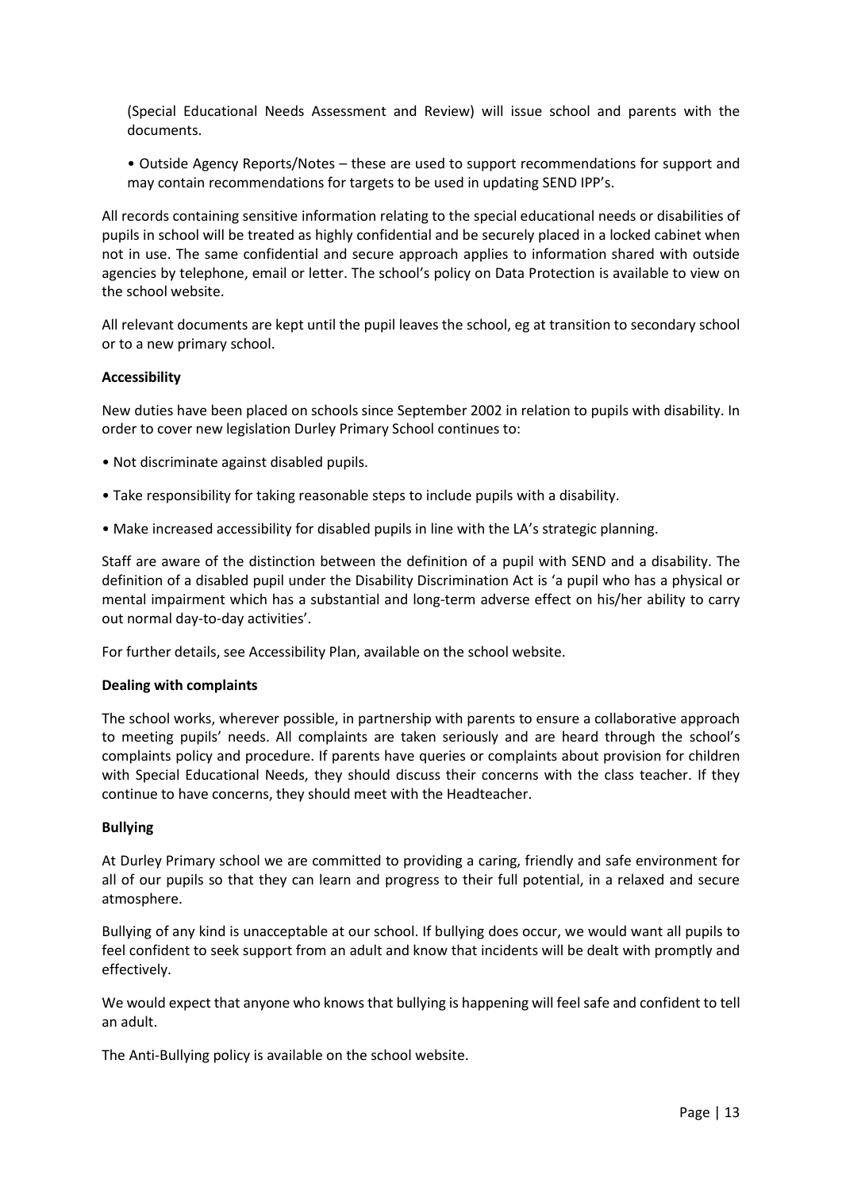(Special Educational Needs Assessment and Review) will issue school and parents with the documents.

• Outside Agency Reports/Notes – these are used to support recommendations for support and may contain recommendations for targets to be used in updating SEND IPP's.

All records containing sensitive information relating to the special educational needs or disabilities of pupils in school will be treated as highly confidential and be securely placed in a locked cabinet when not in use. The same confidential and secure approach applies to information shared with outside agencies by telephone, email or letter. The school's policy on Data Protection is available to view on the school website.

All relevant documents are kept until the pupil leaves the school, eg at transition to secondary school or to a new primary school.

**Accessibility**

New duties have been placed on schools since September 2002 in relation to pupils with disability. In order to cover new legislation Durley Primary School continues to:

• Not discriminate against disabled pupils.

• Take responsibility for taking reasonable steps to include pupils with a disability.

• Make increased accessibility for disabled pupils in line with the LA's strategic planning.

Staff are aware of the distinction between the definition of a pupil with SEND and a disability. The definition of a disabled pupil under the Disability Discrimination Act is 'a pupil who has a physical or mental impairment which has a substantial and long-term adverse effect on his/her ability to carry out normal day-to-day activities'.

For further details, see Accessibility Plan, available on the school website.

**Dealing with complaints**

The school works, wherever possible, in partnership with parents to ensure a collaborative approach to meeting pupils' needs. All complaints are taken seriously and are heard through the school's complaints policy and procedure. If parents have queries or complaints about provision for children with Special Educational Needs, they should discuss their concerns with the class teacher. If they continue to have concerns, they should meet with the Headteacher.

**Bullying**

At Durley Primary school we are committed to providing a caring, friendly and safe environment for all of our pupils so that they can learn and progress to their full potential, in a relaxed and secure atmosphere.

Bullying of any kind is unacceptable at our school. If bullying does occur, we would want all pupils to feel confident to seek support from an adult and know that incidents will be dealt with promptly and effectively.

We would expect that anyone who knows that bullying is happening will feel safe and confident to tell an adult.

The Anti-Bullying policy is available on the school website.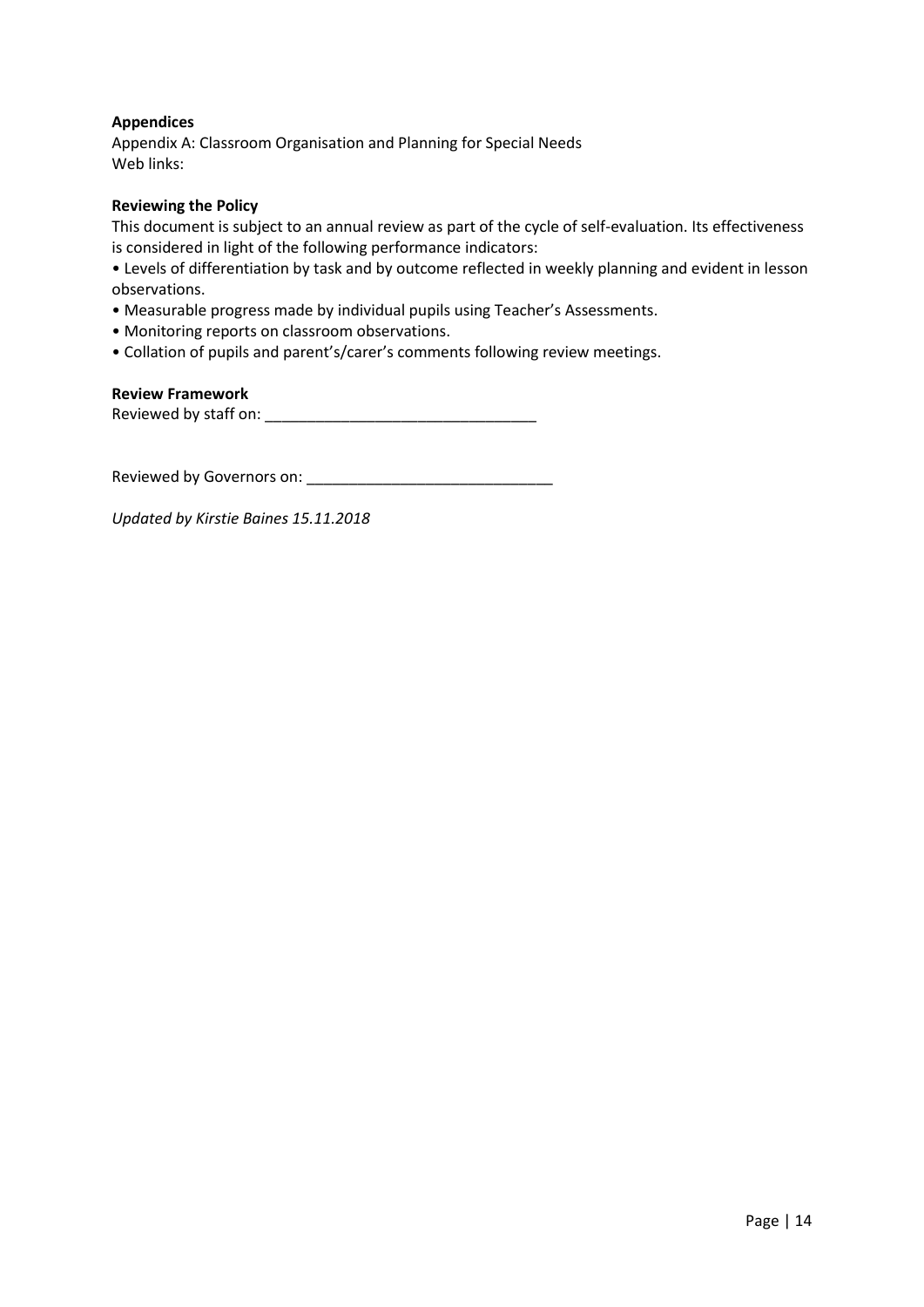**Appendices**

Appendix A: Classroom Organisation and Planning for Special Needs
Web links:

**Reviewing the Policy**

This document is subject to an annual review as part of the cycle of self-evaluation. Its effectiveness is considered in light of the following performance indicators:

- Levels of differentiation by task and by outcome reflected in weekly planning and evident in lesson observations.
- Measurable progress made by individual pupils using Teacher's Assessments.
- Monitoring reports on classroom observations.
- Collation of pupils and parent's/carer's comments following review meetings.

**Review Framework**

Reviewed by staff on: ________________________________

Reviewed by Governors on: _____________________________

*Updated by Kirstie Baines 15.11.2018*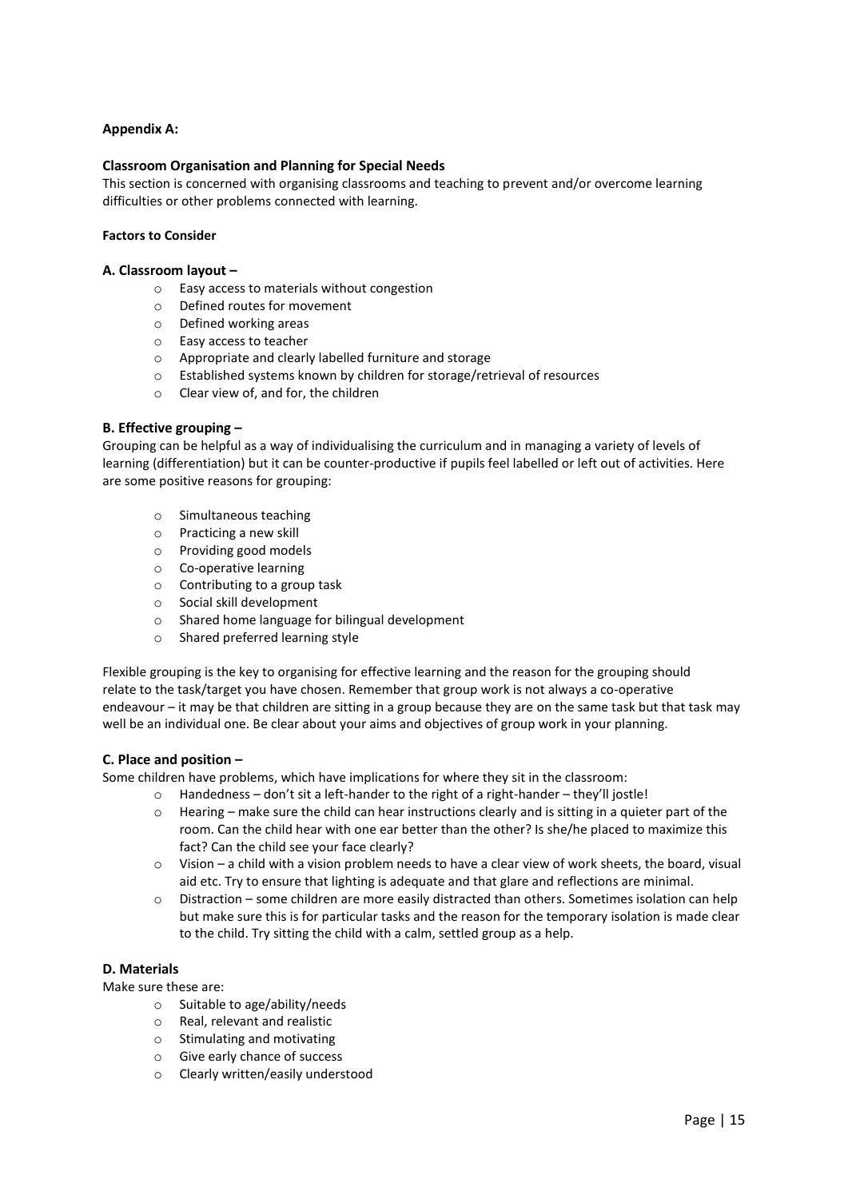**Appendix A:**

**Classroom Organisation and Planning for Special Needs**

This section is concerned with organising classrooms and teaching to prevent and/or overcome learning difficulties or other problems connected with learning.

**Factors to Consider**

**A. Classroom layout –**

- Easy access to materials without congestion
- Defined routes for movement
- Defined working areas
- Easy access to teacher
- Appropriate and clearly labelled furniture and storage
- Established systems known by children for storage/retrieval of resources
- Clear view of, and for, the children

**B. Effective grouping –**

Grouping can be helpful as a way of individualising the curriculum and in managing a variety of levels of learning (differentiation) but it can be counter-productive if pupils feel labelled or left out of activities. Here are some positive reasons for grouping:

- Simultaneous teaching
- Practicing a new skill
- Providing good models
- Co-operative learning
- Contributing to a group task
- Social skill development
- Shared home language for bilingual development
- Shared preferred learning style

Flexible grouping is the key to organising for effective learning and the reason for the grouping should relate to the task/target you have chosen. Remember that group work is not always a co-operative endeavour – it may be that children are sitting in a group because they are on the same task but that task may well be an individual one. Be clear about your aims and objectives of group work in your planning.

**C. Place and position –**

Some children have problems, which have implications for where they sit in the classroom:

- Handedness – don't sit a left-hander to the right of a right-hander – they'll jostle!
- Hearing – make sure the child can hear instructions clearly and is sitting in a quieter part of the room. Can the child hear with one ear better than the other? Is she/he placed to maximize this fact? Can the child see your face clearly?
- Vision – a child with a vision problem needs to have a clear view of work sheets, the board, visual aid etc. Try to ensure that lighting is adequate and that glare and reflections are minimal.
- Distraction – some children are more easily distracted than others. Sometimes isolation can help but make sure this is for particular tasks and the reason for the temporary isolation is made clear to the child. Try sitting the child with a calm, settled group as a help.

**D. Materials**

Make sure these are:

- Suitable to age/ability/needs
- Real, relevant and realistic
- Stimulating and motivating
- Give early chance of success
- Clearly written/easily understood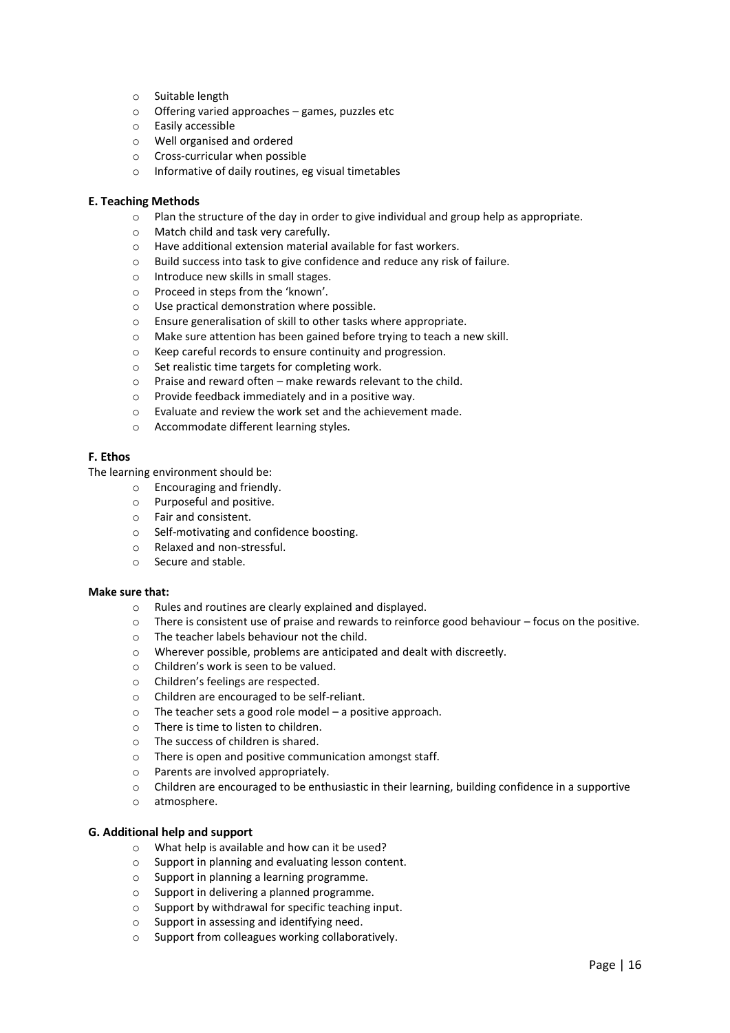- Suitable length
- Offering varied approaches – games, puzzles etc
- Easily accessible
- Well organised and ordered
- Cross-curricular when possible
- Informative of daily routines, eg visual timetables

#### E. Teaching Methods

- Plan the structure of the day in order to give individual and group help as appropriate.
- Match child and task very carefully.
- Have additional extension material available for fast workers.
- Build success into task to give confidence and reduce any risk of failure.
- Introduce new skills in small stages.
- Proceed in steps from the 'known'.
- Use practical demonstration where possible.
- Ensure generalisation of skill to other tasks where appropriate.
- Make sure attention has been gained before trying to teach a new skill.
- Keep careful records to ensure continuity and progression.
- Set realistic time targets for completing work.
- Praise and reward often – make rewards relevant to the child.
- Provide feedback immediately and in a positive way.
- Evaluate and review the work set and the achievement made.
- Accommodate different learning styles.

#### F. Ethos

The learning environment should be:

- Encouraging and friendly.
- Purposeful and positive.
- Fair and consistent.
- Self-motivating and confidence boosting.
- Relaxed and non-stressful.
- Secure and stable.

**Make sure that:**

- Rules and routines are clearly explained and displayed.
- There is consistent use of praise and rewards to reinforce good behaviour – focus on the positive.
- The teacher labels behaviour not the child.
- Wherever possible, problems are anticipated and dealt with discreetly.
- Children's work is seen to be valued.
- Children's feelings are respected.
- Children are encouraged to be self-reliant.
- The teacher sets a good role model – a positive approach.
- There is time to listen to children.
- The success of children is shared.
- There is open and positive communication amongst staff.
- Parents are involved appropriately.
- Children are encouraged to be enthusiastic in their learning, building confidence in a supportive
- atmosphere.

#### G. Additional help and support

- What help is available and how can it be used?
- Support in planning and evaluating lesson content.
- Support in planning a learning programme.
- Support in delivering a planned programme.
- Support by withdrawal for specific teaching input.
- Support in assessing and identifying need.
- Support from colleagues working collaboratively.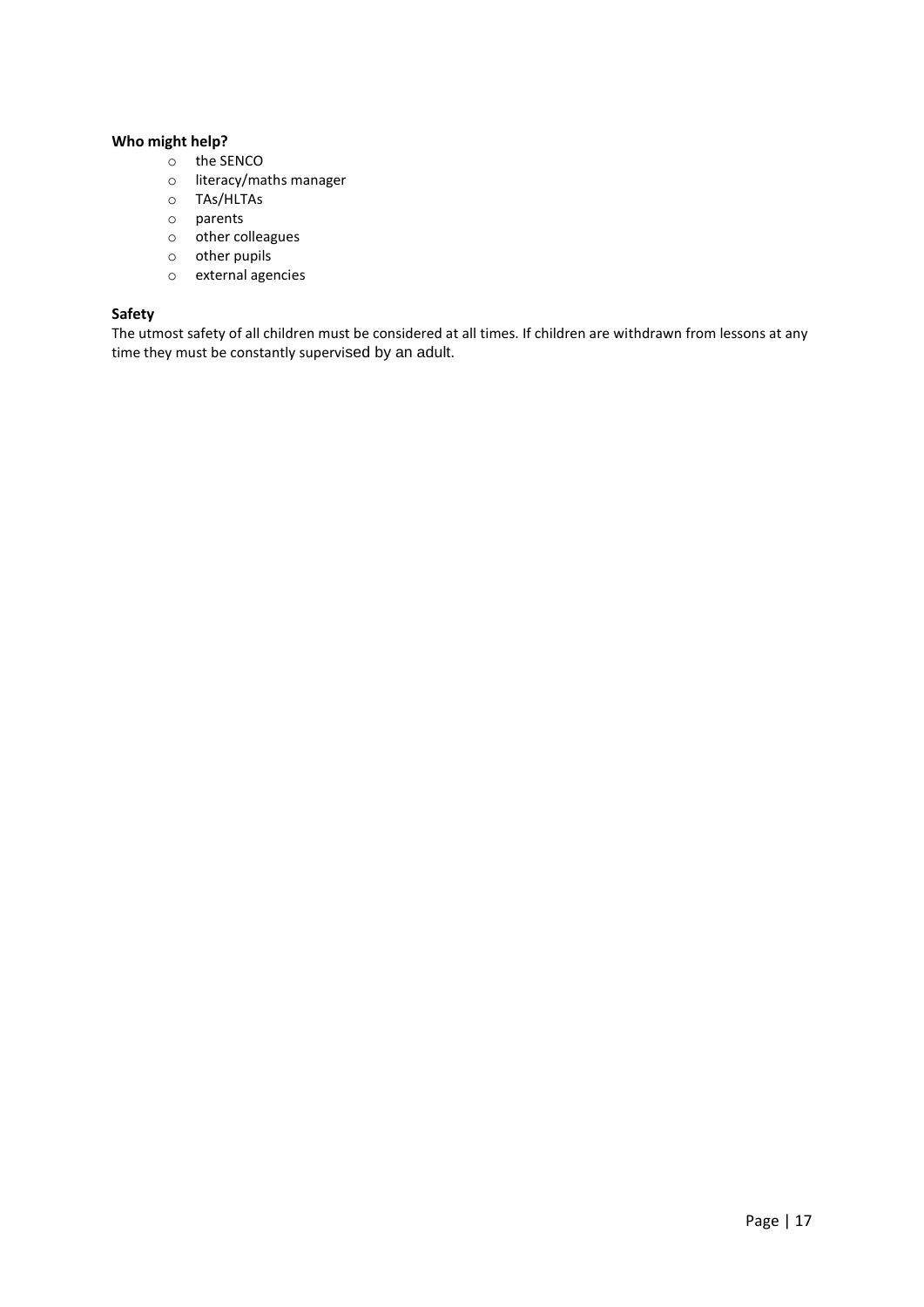**Who might help?**

- the SENCO
- literacy/maths manager
- TAs/HLTAs
- parents
- other colleagues
- other pupils
- external agencies

**Safety**

The utmost safety of all children must be considered at all times. If children are withdrawn from lessons at any time they must be constantly supervised by an adult.